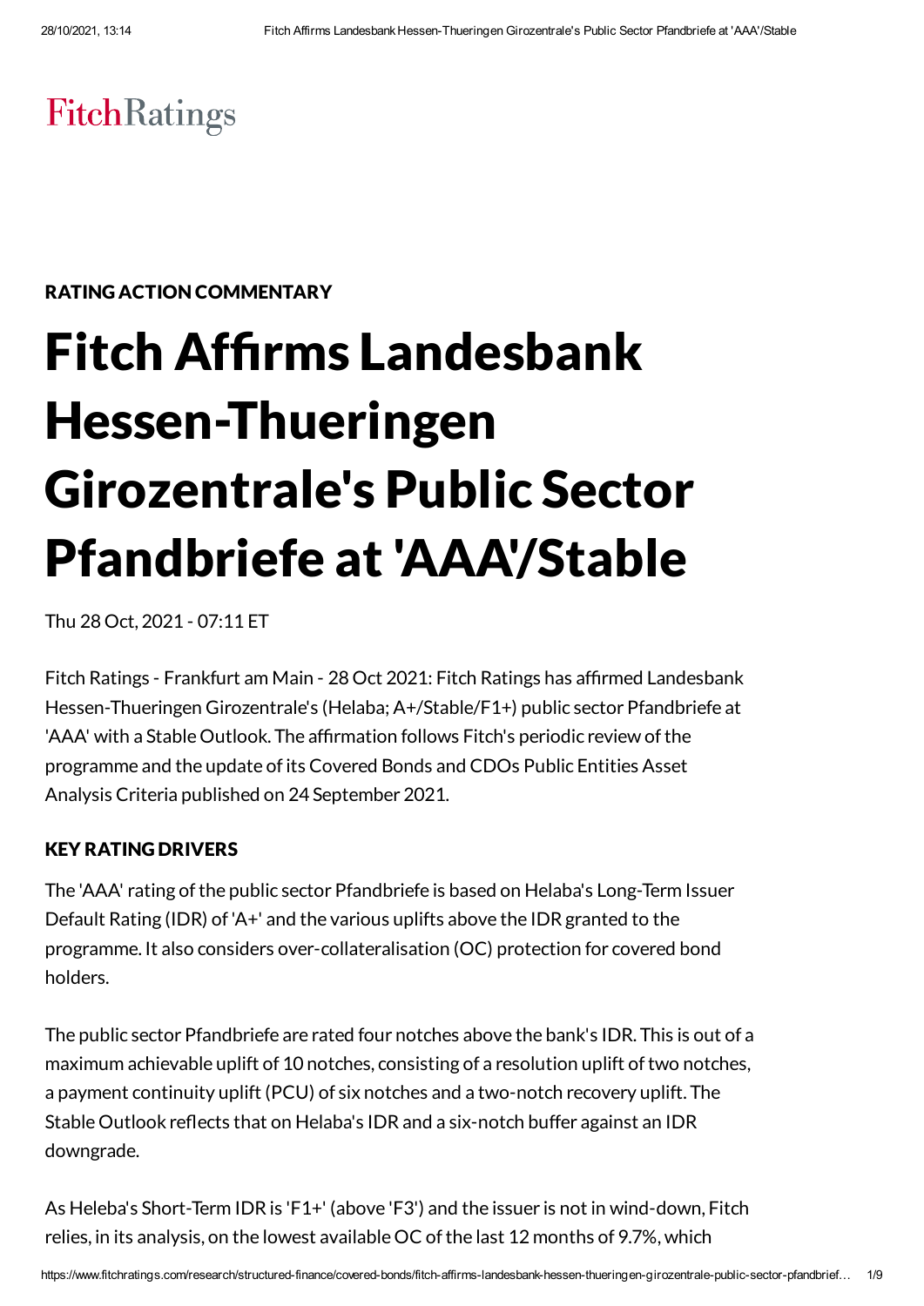FitchRatings

RATING ACTION COMMENTARY

# Fitch Affirms Landesbank Hessen-Thueringen Girozentrale's Public Sector Pfandbriefe at 'AAA'/Stable

Thu 28 Oct, 2021 - 07:11 ET

Fitch Ratings - Frankfurt am Main - 28 Oct 2021: Fitch Ratings has affirmed Landesbank Hessen-Thueringen Girozentrale's (Helaba; A+/Stable/F1+) public sector Pfandbriefe at 'AAA' with a Stable Outlook. The affirmation follows Fitch's periodic review of the programme and the update of its Covered Bonds and CDOs Public Entities Asset Analysis Criteria published on 24 September 2021.

## KEY RATING DRIVERS

The 'AAA' rating of the public sector Pfandbriefe is based on Helaba's Long-Term Issuer Default Rating (IDR) of 'A+' and the various uplifts above the IDR granted to the programme. It also considers over-collateralisation (OC) protection for covered bond holders.

The public sector Pfandbriefe are rated four notches above the bank's IDR. This is out of a maximum achievable uplift of 10 notches, consisting of a resolution uplift of two notches, a payment continuity uplift (PCU) of six notches and a two-notch recovery uplift. The Stable Outlook reflects that on Helaba's IDR and a six-notch buffer against an IDR downgrade.

As Heleba's Short-Term IDR is 'F1+' (above 'F3') and the issuer is not in wind-down, Fitch relies, in its analysis, on the lowest available OC of the last 12 months of 9.7%, which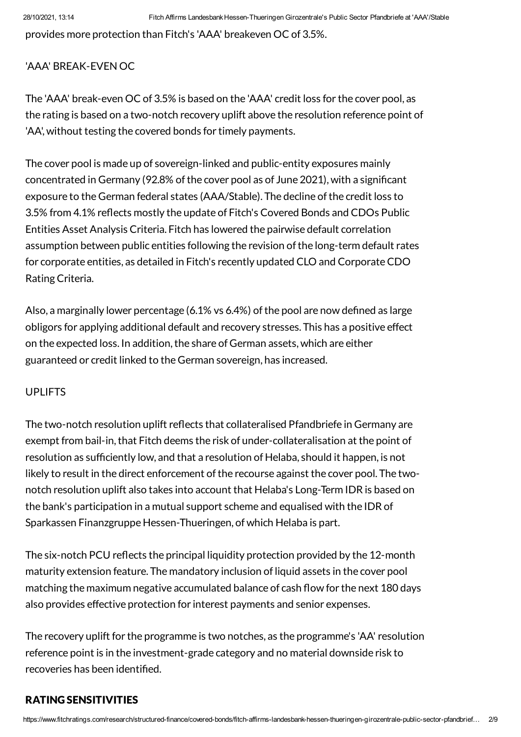provides more protection than Fitch's 'AAA' breakeven OC of 3.5%.

'AAA' BREAK-EVEN OC

The 'AAA' break-even OC of 3.5% is based on the 'AAA' credit loss for the cover pool, as the rating is based on a two-notch recovery uplift above the resolution reference point of 'AA', without testing the covered bonds for timely payments.

The cover pool is made up of sovereign-linked and public-entity exposures mainly concentrated in Germany (92.8% of the cover pool as of June 2021), with a significant exposure to the German federal states (AAA/Stable). The decline of the credit loss to 3.5% from 4.1% reflects mostly the update of Fitch's Covered Bonds and CDOs Public Entities Asset Analysis Criteria. Fitch has lowered the pairwise default correlation assumption between public entities following the revision of the long-term default rates for corporate entities, as detailed in Fitch's recently updated CLO and Corporate CDO Rating Criteria.

Also, a marginally lower percentage (6.1% vs 6.4%) of the pool are now defined as large obligors for applying additional default and recovery stresses. This has a positive effect on the expected loss. In addition, the share of German assets, which are either guaranteed or credit linked to the German sovereign, has increased.

UPLIFTS

The two-notch resolution uplift reflects that collateralised Pfandbriefe in Germany are exempt from bail-in, that Fitch deems the risk of under-collateralisation at the point of resolution as sufficiently low, and that a resolution of Helaba, should it happen, is not likely to result in the direct enforcement of the recourse against the cover pool. The two-notch resolution uplift also takes into account that Helaba's Long-Term IDR is based on the bank's participation in a mutual support scheme and equalised with the IDR of Sparkassen Finanzgruppe Hessen-Thueringen, of which Helaba is part.

The six-notch PCU reflects the principal liquidity protection provided by the 12-month maturity extension feature. The mandatory inclusion of liquid assets in the cover pool matching the maximum negative accumulated balance of cash flow for the next 180 days also provides effective protection for interest payments and senior expenses.

The recovery uplift for the programme is two notches, as the programme's 'AA' resolution reference point is in the investment-grade category and no material downside risk to recoveries has been identified.

## RATING SENSITIVITIES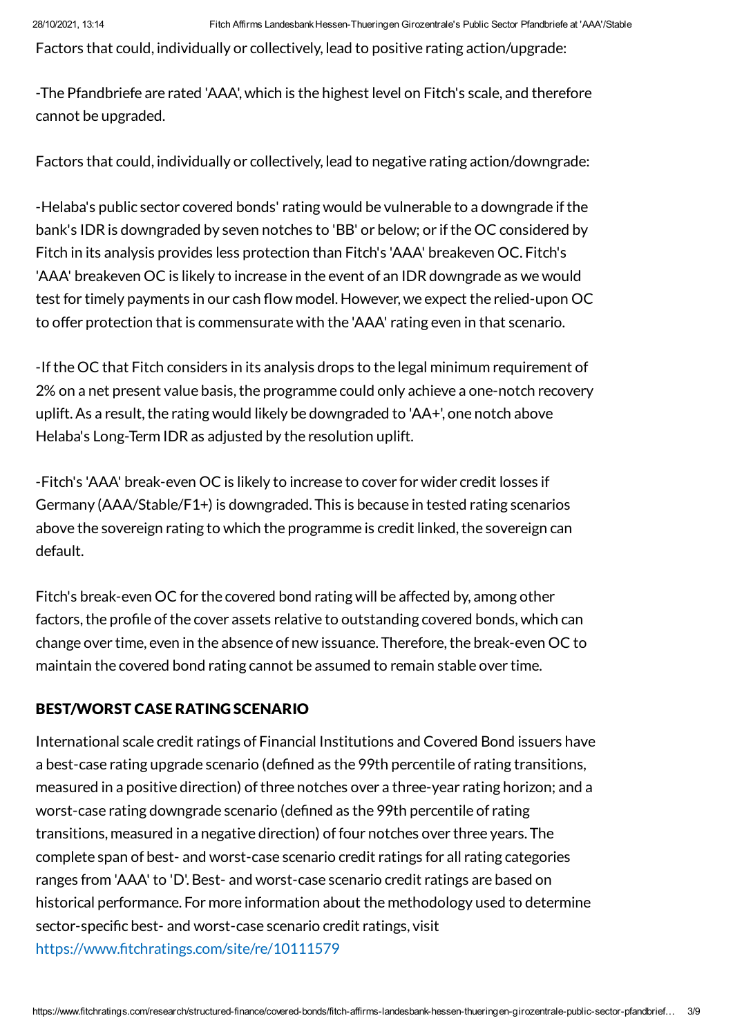Factors that could, individually or collectively, lead to positive rating action/upgrade:

-The Pfandbriefe are rated 'AAA', which is the highest level on Fitch's scale, and therefore cannot be upgraded.

Factors that could, individually or collectively, lead to negative rating action/downgrade:

-Helaba's public sector covered bonds' rating would be vulnerable to a downgrade if the bank's IDR is downgraded by seven notches to 'BB' or below; or if the OC considered by Fitch in its analysis provides less protection than Fitch's 'AAA' breakeven OC. Fitch's 'AAA' breakeven OC is likely to increase in the event of an IDR downgrade as we would test for timely payments in our cash flow model. However, we expect the relied-upon OC to offer protection that is commensurate with the 'AAA' rating even in that scenario.

-If the OC that Fitch considers in its analysis drops to the legal minimum requirement of 2% on a net present value basis, the programme could only achieve a one-notch recovery uplift. As a result, the rating would likely be downgraded to 'AA+', one notch above Helaba's Long-Term IDR as adjusted by the resolution uplift.

-Fitch's 'AAA' break-even OC is likely to increase to cover for wider credit losses if Germany (AAA/Stable/F1+) is downgraded. This is because in tested rating scenarios above the sovereign rating to which the programme is credit linked, the sovereign can default.

Fitch's break-even OC for the covered bond rating will be affected by, among other factors, the profile of the cover assets relative to outstanding covered bonds, which can change over time, even in the absence of new issuance. Therefore, the break-even OC to maintain the covered bond rating cannot be assumed to remain stable over time.

## BEST/WORST CASE RATING SCENARIO

International scale credit ratings of Financial Institutions and Covered Bond issuers have a best-case rating upgrade scenario (defined as the 99th percentile of rating transitions, measured in a positive direction) of three notches over a three-year rating horizon; and a worst-case rating downgrade scenario (defined as the 99th percentile of rating transitions, measured in a negative direction) of four notches over three years. The complete span of best- and worst-case scenario credit ratings for all rating categories ranges from 'AAA' to 'D'. Best- and worst-case scenario credit ratings are based on historical performance. For more information about the methodology used to determine sector-specific best- and worst-case scenario credit ratings, visit https://www.fitchratings.com/site/re/10111579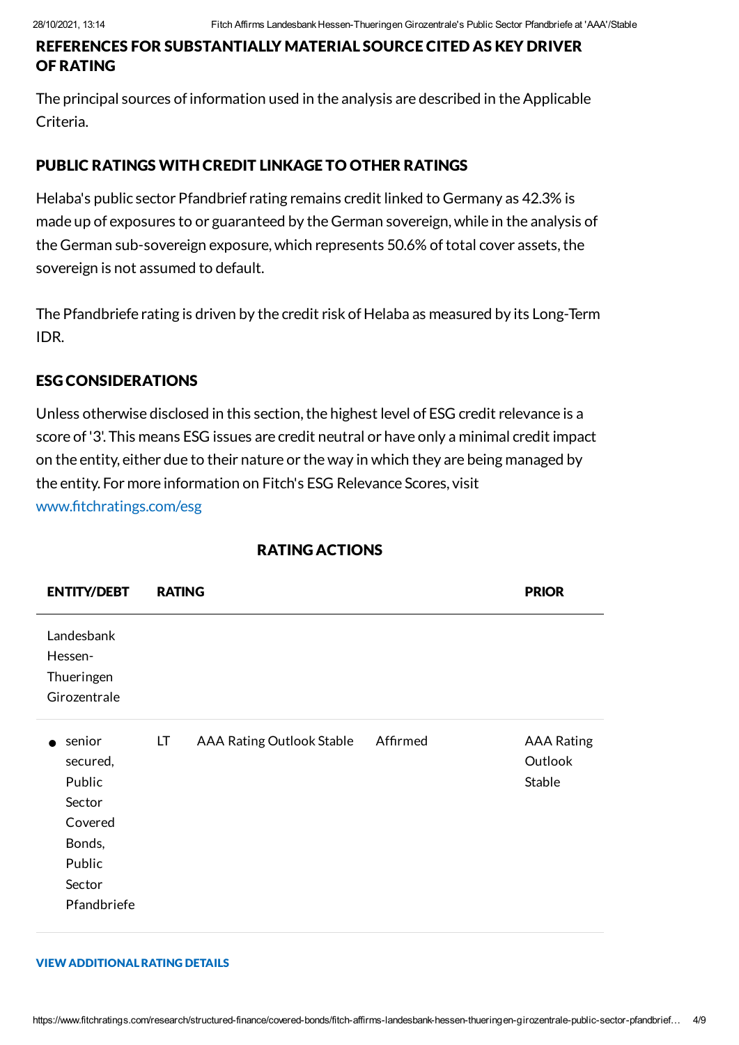## REFERENCES FOR SUBSTANTIALLY MATERIAL SOURCE CITED AS KEY DRIVER OF RATING

The principal sources of information used in the analysis are described in the Applicable Criteria.

## PUBLIC RATINGS WITH CREDIT LINKAGE TO OTHER RATINGS

Helaba's public sector Pfandbrief rating remains credit linked to Germany as 42.3% is made up of exposures to or guaranteed by the German sovereign, while in the analysis of the German sub-sovereign exposure, which represents 50.6% of total cover assets, the sovereign is not assumed to default.

The Pfandbriefe rating is driven by the credit risk of Helaba as measured by its Long-Term IDR.

## ESG CONSIDERATIONS

Unless otherwise disclosed in this section, the highest level of ESG credit relevance is a score of '3'. This means ESG issues are credit neutral or have only a minimal credit impact on the entity, either due to their nature or the way in which they are being managed by the entity. For more information on Fitch's ESG Relevance Scores, visit www.fitchratings.com/esg

## RATING ACTIONS

| ENTITY/DEBT | RATING | | | PRIOR |
|---|---|---|---|---|
| Landesbank Hessen-Thueringen Girozentrale | | | | |
| • senior secured, Public Sector Covered Bonds, Public Sector Pfandbriefe | LT | AAA Rating Outlook Stable | Affirmed | AAA Rating Outlook Stable |

**VIEW ADDITIONAL RATING DETAILS**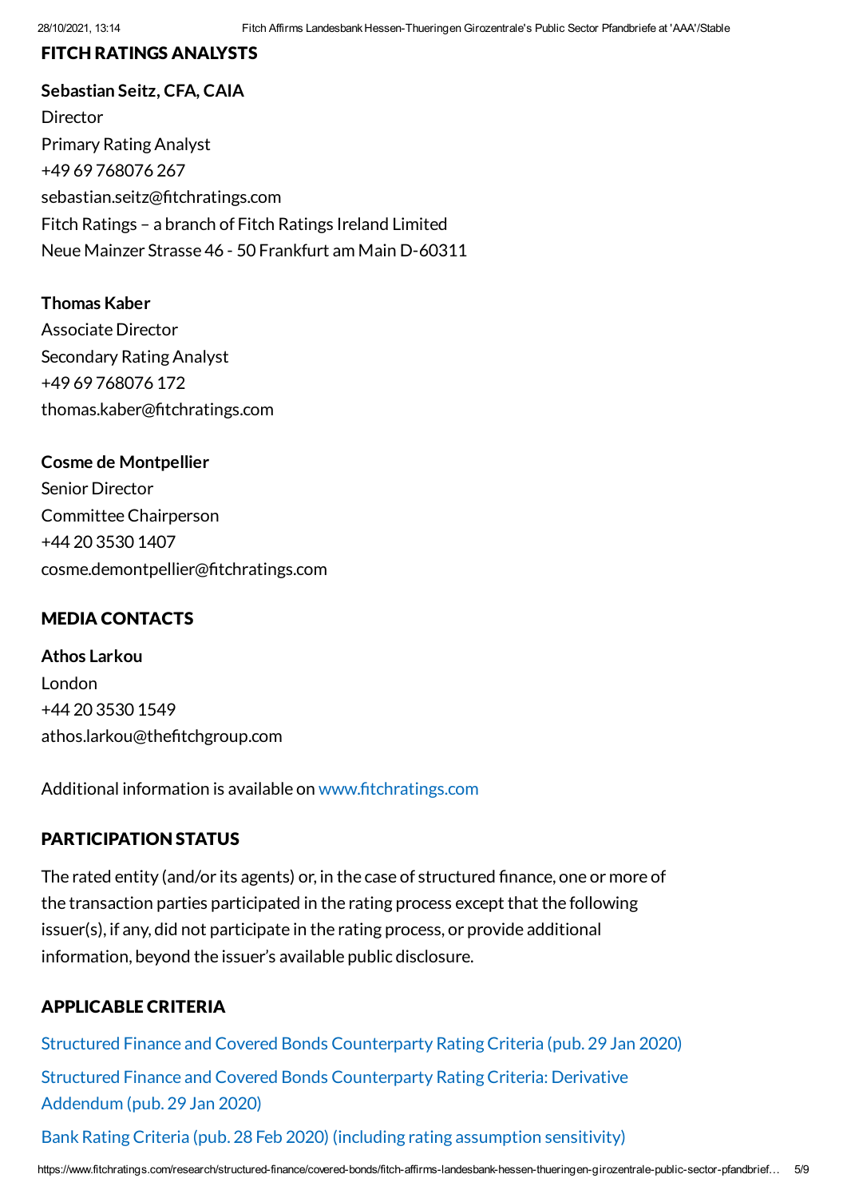## FITCH RATINGS ANALYSTS

**Sebastian Seitz, CFA, CAIA**
Director
Primary Rating Analyst
+49 69 768076 267
sebastian.seitz@fitchratings.com
Fitch Ratings – a branch of Fitch Ratings Ireland Limited
Neue Mainzer Strasse 46 - 50 Frankfurt am Main D-60311

**Thomas Kaber**
Associate Director
Secondary Rating Analyst
+49 69 768076 172
thomas.kaber@fitchratings.com

**Cosme de Montpellier**
Senior Director
Committee Chairperson
+44 20 3530 1407
cosme.demontpellier@fitchratings.com

## MEDIA CONTACTS

**Athos Larkou**
London
+44 20 3530 1549
athos.larkou@thefitchgroup.com

Additional information is available on www.fitchratings.com

## PARTICIPATION STATUS

The rated entity (and/or its agents) or, in the case of structured finance, one or more of the transaction parties participated in the rating process except that the following issuer(s), if any, did not participate in the rating process, or provide additional information, beyond the issuer's available public disclosure.

## APPLICABLE CRITERIA

Structured Finance and Covered Bonds Counterparty Rating Criteria (pub. 29 Jan 2020)

Structured Finance and Covered Bonds Counterparty Rating Criteria: Derivative Addendum (pub. 29 Jan 2020)

Bank Rating Criteria (pub. 28 Feb 2020) (including rating assumption sensitivity)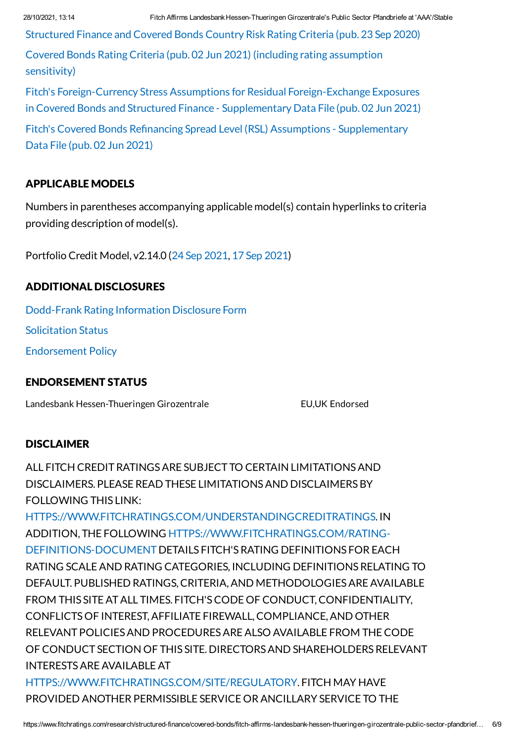Structured Finance and Covered Bonds Country Risk Rating Criteria (pub. 23 Sep 2020)

Covered Bonds Rating Criteria (pub. 02 Jun 2021) (including rating assumption sensitivity)

Fitch's Foreign-Currency Stress Assumptions for Residual Foreign-Exchange Exposures in Covered Bonds and Structured Finance - Supplementary Data File (pub. 02 Jun 2021)

Fitch's Covered Bonds Refinancing Spread Level (RSL) Assumptions - Supplementary Data File (pub. 02 Jun 2021)

## APPLICABLE MODELS

Numbers in parentheses accompanying applicable model(s) contain hyperlinks to criteria providing description of model(s).

Portfolio Credit Model, v2.14.0 (24 Sep 2021, 17 Sep 2021)

## ADDITIONAL DISCLOSURES

Dodd-Frank Rating Information Disclosure Form

Solicitation Status

Endorsement Policy

## ENDORSEMENT STATUS

| Landesbank Hessen-Thueringen Girozentrale | EU,UK Endorsed |
|---|---|

## DISCLAIMER

ALL FITCH CREDIT RATINGS ARE SUBJECT TO CERTAIN LIMITATIONS AND DISCLAIMERS. PLEASE READ THESE LIMITATIONS AND DISCLAIMERS BY FOLLOWING THIS LINK: HTTPS://WWW.FITCHRATINGS.COM/UNDERSTANDINGCREDITRATINGS. IN ADDITION, THE FOLLOWING HTTPS://WWW.FITCHRATINGS.COM/RATING-DEFINITIONS-DOCUMENT DETAILS FITCH'S RATING DEFINITIONS FOR EACH RATING SCALE AND RATING CATEGORIES, INCLUDING DEFINITIONS RELATING TO DEFAULT. PUBLISHED RATINGS, CRITERIA, AND METHODOLOGIES ARE AVAILABLE FROM THIS SITE AT ALL TIMES. FITCH'S CODE OF CONDUCT, CONFIDENTIALITY, CONFLICTS OF INTEREST, AFFILIATE FIREWALL, COMPLIANCE, AND OTHER RELEVANT POLICIES AND PROCEDURES ARE ALSO AVAILABLE FROM THE CODE OF CONDUCT SECTION OF THIS SITE. DIRECTORS AND SHAREHOLDERS RELEVANT INTERESTS ARE AVAILABLE AT HTTPS://WWW.FITCHRATINGS.COM/SITE/REGULATORY. FITCH MAY HAVE PROVIDED ANOTHER PERMISSIBLE SERVICE OR ANCILLARY SERVICE TO THE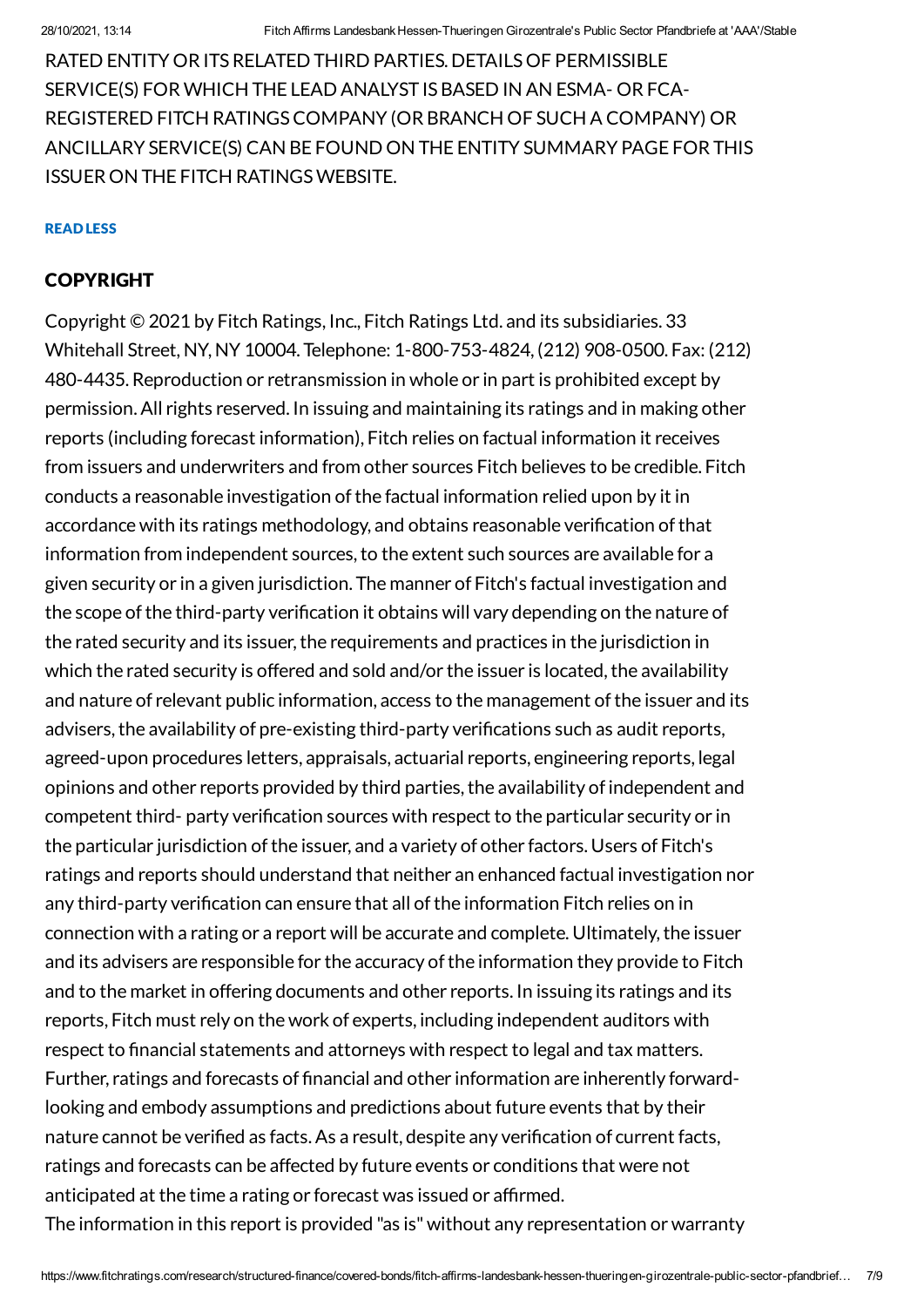RATED ENTITY OR ITS RELATED THIRD PARTIES. DETAILS OF PERMISSIBLE SERVICE(S) FOR WHICH THE LEAD ANALYST IS BASED IN AN ESMA- OR FCA-REGISTERED FITCH RATINGS COMPANY (OR BRANCH OF SUCH A COMPANY) OR ANCILLARY SERVICE(S) CAN BE FOUND ON THE ENTITY SUMMARY PAGE FOR THIS ISSUER ON THE FITCH RATINGS WEBSITE.

READ LESS

## COPYRIGHT

Copyright © 2021 by Fitch Ratings, Inc., Fitch Ratings Ltd. and its subsidiaries. 33 Whitehall Street, NY, NY 10004. Telephone: 1-800-753-4824, (212) 908-0500. Fax: (212) 480-4435. Reproduction or retransmission in whole or in part is prohibited except by permission. All rights reserved. In issuing and maintaining its ratings and in making other reports (including forecast information), Fitch relies on factual information it receives from issuers and underwriters and from other sources Fitch believes to be credible. Fitch conducts a reasonable investigation of the factual information relied upon by it in accordance with its ratings methodology, and obtains reasonable verification of that information from independent sources, to the extent such sources are available for a given security or in a given jurisdiction. The manner of Fitch's factual investigation and the scope of the third-party verification it obtains will vary depending on the nature of the rated security and its issuer, the requirements and practices in the jurisdiction in which the rated security is offered and sold and/or the issuer is located, the availability and nature of relevant public information, access to the management of the issuer and its advisers, the availability of pre-existing third-party verifications such as audit reports, agreed-upon procedures letters, appraisals, actuarial reports, engineering reports, legal opinions and other reports provided by third parties, the availability of independent and competent third- party verification sources with respect to the particular security or in the particular jurisdiction of the issuer, and a variety of other factors. Users of Fitch's ratings and reports should understand that neither an enhanced factual investigation nor any third-party verification can ensure that all of the information Fitch relies on in connection with a rating or a report will be accurate and complete. Ultimately, the issuer and its advisers are responsible for the accuracy of the information they provide to Fitch and to the market in offering documents and other reports. In issuing its ratings and its reports, Fitch must rely on the work of experts, including independent auditors with respect to financial statements and attorneys with respect to legal and tax matters. Further, ratings and forecasts of financial and other information are inherently forward-looking and embody assumptions and predictions about future events that by their nature cannot be verified as facts. As a result, despite any verification of current facts, ratings and forecasts can be affected by future events or conditions that were not anticipated at the time a rating or forecast was issued or affirmed.

The information in this report is provided "as is" without any representation or warranty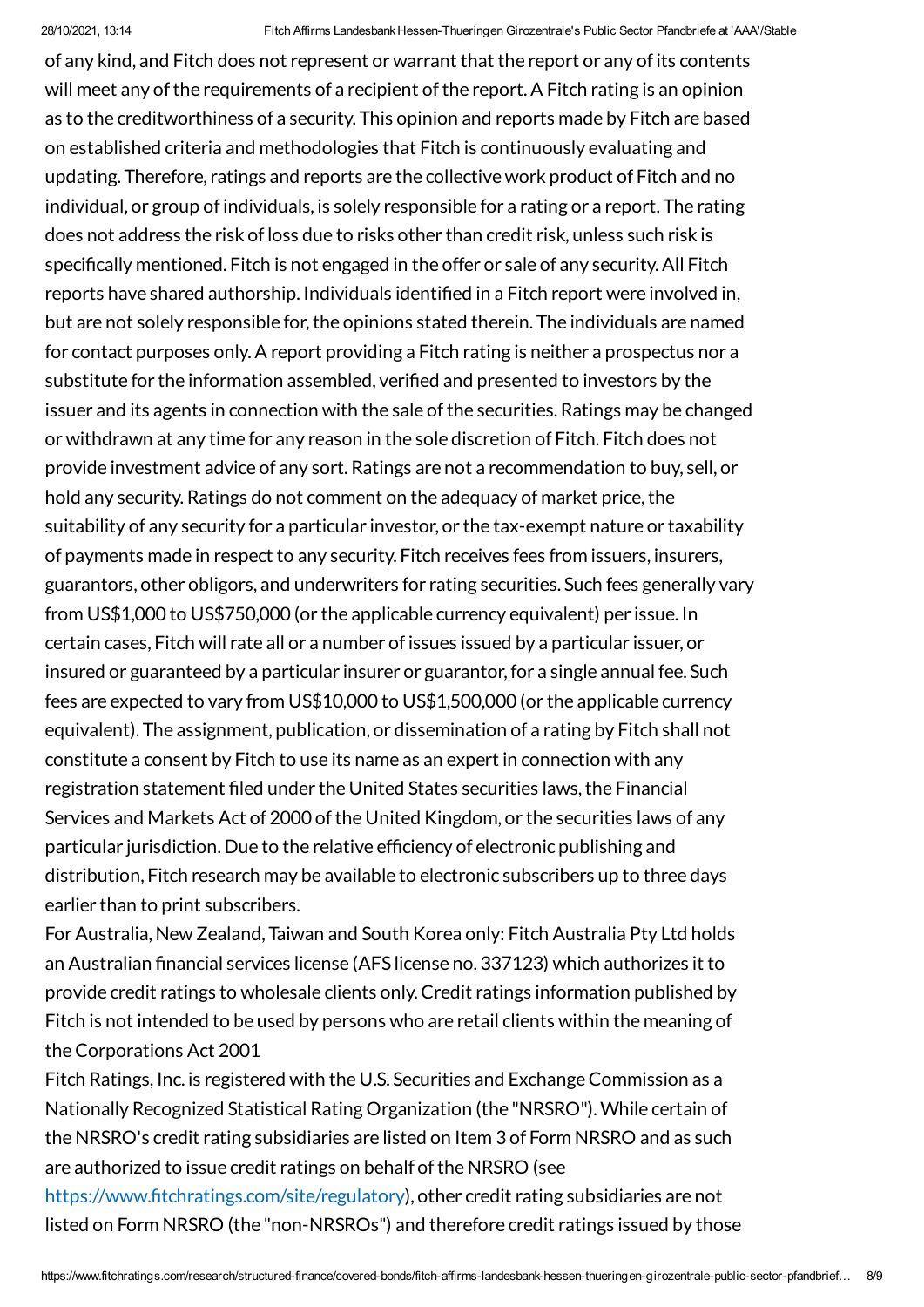of any kind, and Fitch does not represent or warrant that the report or any of its contents will meet any of the requirements of a recipient of the report. A Fitch rating is an opinion as to the creditworthiness of a security. This opinion and reports made by Fitch are based on established criteria and methodologies that Fitch is continuously evaluating and updating. Therefore, ratings and reports are the collective work product of Fitch and no individual, or group of individuals, is solely responsible for a rating or a report. The rating does not address the risk of loss due to risks other than credit risk, unless such risk is specifically mentioned. Fitch is not engaged in the offer or sale of any security. All Fitch reports have shared authorship. Individuals identified in a Fitch report were involved in, but are not solely responsible for, the opinions stated therein. The individuals are named for contact purposes only. A report providing a Fitch rating is neither a prospectus nor a substitute for the information assembled, verified and presented to investors by the issuer and its agents in connection with the sale of the securities. Ratings may be changed or withdrawn at any time for any reason in the sole discretion of Fitch. Fitch does not provide investment advice of any sort. Ratings are not a recommendation to buy, sell, or hold any security. Ratings do not comment on the adequacy of market price, the suitability of any security for a particular investor, or the tax-exempt nature or taxability of payments made in respect to any security. Fitch receives fees from issuers, insurers, guarantors, other obligors, and underwriters for rating securities. Such fees generally vary from US$1,000 to US$750,000 (or the applicable currency equivalent) per issue. In certain cases, Fitch will rate all or a number of issues issued by a particular issuer, or insured or guaranteed by a particular insurer or guarantor, for a single annual fee. Such fees are expected to vary from US$10,000 to US$1,500,000 (or the applicable currency equivalent). The assignment, publication, or dissemination of a rating by Fitch shall not constitute a consent by Fitch to use its name as an expert in connection with any registration statement filed under the United States securities laws, the Financial Services and Markets Act of 2000 of the United Kingdom, or the securities laws of any particular jurisdiction. Due to the relative efficiency of electronic publishing and distribution, Fitch research may be available to electronic subscribers up to three days earlier than to print subscribers.

For Australia, New Zealand, Taiwan and South Korea only: Fitch Australia Pty Ltd holds an Australian financial services license (AFS license no. 337123) which authorizes it to provide credit ratings to wholesale clients only. Credit ratings information published by Fitch is not intended to be used by persons who are retail clients within the meaning of the Corporations Act 2001

Fitch Ratings, Inc. is registered with the U.S. Securities and Exchange Commission as a Nationally Recognized Statistical Rating Organization (the "NRSRO"). While certain of the NRSRO's credit rating subsidiaries are listed on Item 3 of Form NRSRO and as such are authorized to issue credit ratings on behalf of the NRSRO (see https://www.fitchratings.com/site/regulatory), other credit rating subsidiaries are not listed on Form NRSRO (the "non-NRSROs") and therefore credit ratings issued by those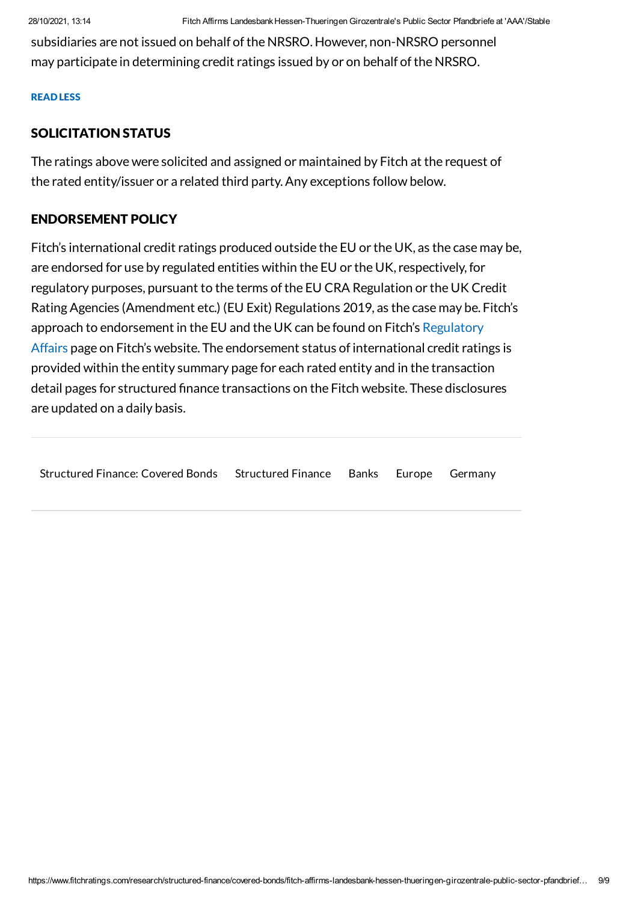subsidiaries are not issued on behalf of the NRSRO. However, non-NRSRO personnel may participate in determining credit ratings issued by or on behalf of the NRSRO.

**READ LESS**

## SOLICITATION STATUS

The ratings above were solicited and assigned or maintained by Fitch at the request of the rated entity/issuer or a related third party. Any exceptions follow below.

## ENDORSEMENT POLICY

Fitch's international credit ratings produced outside the EU or the UK, as the case may be, are endorsed for use by regulated entities within the EU or the UK, respectively, for regulatory purposes, pursuant to the terms of the EU CRA Regulation or the UK Credit Rating Agencies (Amendment etc.) (EU Exit) Regulations 2019, as the case may be. Fitch's approach to endorsement in the EU and the UK can be found on Fitch's Regulatory Affairs page on Fitch's website. The endorsement status of international credit ratings is provided within the entity summary page for each rated entity and in the transaction detail pages for structured finance transactions on the Fitch website. These disclosures are updated on a daily basis.

Structured Finance: Covered Bonds | Structured Finance | Banks | Europe | Germany